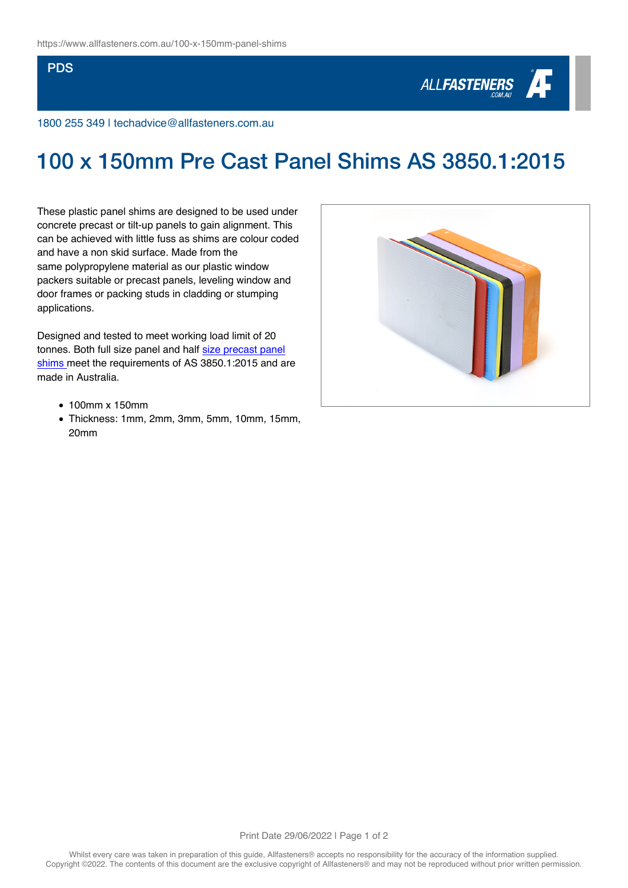https://www.allfasteners.com.au/100-x-150mm-panel-shims

PDS

1800 255 349 | techadvice@allfasteners.com.au

# 100 x 150mm Pre Cast Panel Shims AS 3850.1:2015

These plastic panel shims are designed to be used under concrete precast or tilt-up panels to gain alignment. This can be achieved with little fuss as shims are colour coded and have a non skid surface. Made from the same polypropylene material as our plastic window packers suitable or precast panels, leveling window and door frames or packing studs in cladding or stumping applications.

Designed and tested to meet working load limit of 20 tonnes. Both full size panel and half size precast panel shims meet the requirements of AS 3850.1:2015 and are made in Australia.

- 100mm x 150mm
- Thickness: 1mm, 2mm, 3mm, 5mm, 10mm, 15mm, 20mm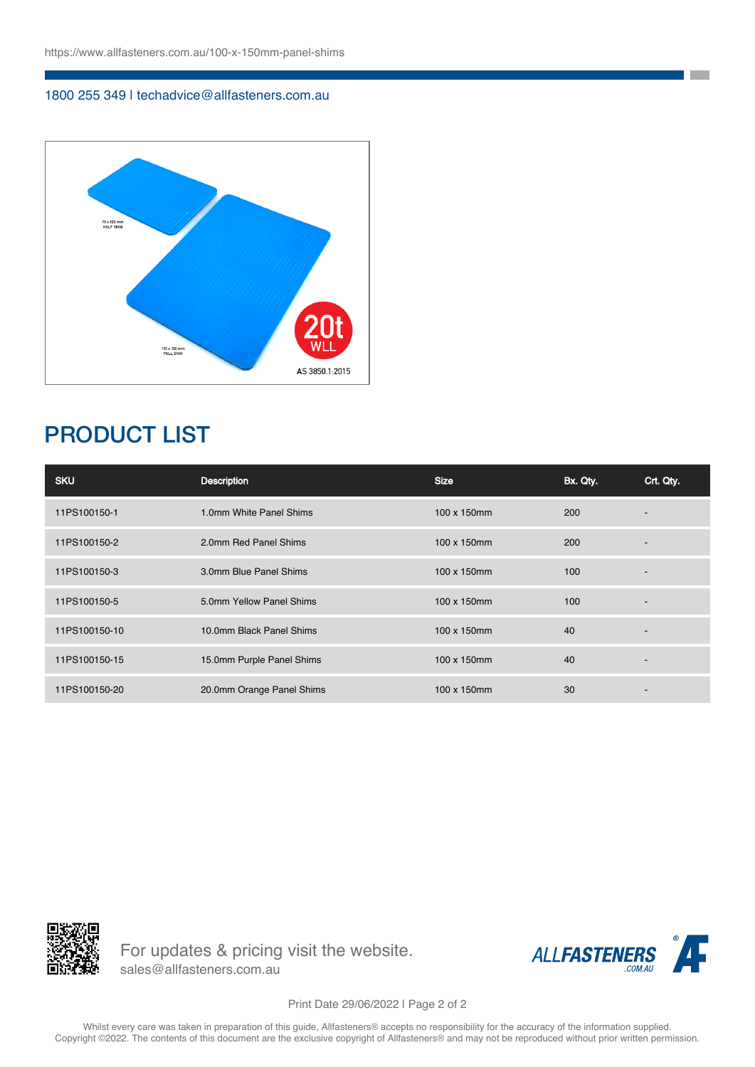https://www.allfasteners.com.au/100-x-150mm-panel-shims

1800 255 349 | techadvice@allfasteners.com.au

## PRODUCT LIST

| SKU | Description | Size | Bx. Qty. | Crt. Qty. |
| --- | --- | --- | --- | --- |
| 11PS100150-1 | 1.0mm White Panel Shims | 100 x 150mm | 200 | - |
| 11PS100150-2 | 2.0mm Red Panel Shims | 100 x 150mm | 200 | - |
| 11PS100150-3 | 3.0mm Blue Panel Shims | 100 x 150mm | 100 | - |
| 11PS100150-5 | 5.0mm Yellow Panel Shims | 100 x 150mm | 100 | - |
| 11PS100150-10 | 10.0mm Black Panel Shims | 100 x 150mm | 40 | - |
| 11PS100150-15 | 15.0mm Purple Panel Shims | 100 x 150mm | 40 | - |
| 11PS100150-20 | 20.0mm Orange Panel Shims | 100 x 150mm | 30 | - |

For updates & pricing visit the website.
sales@allfasteners.com.au

Print Date 29/06/2022

Whilst every care was taken in preparation of this guide, Allfasteners® accepts no responsibility for the accuracy of the information supplied. Copyright ©2022. The contents of this document are the exclusive copyright of Allfasteners® and may not be reproduced without prior written permission.